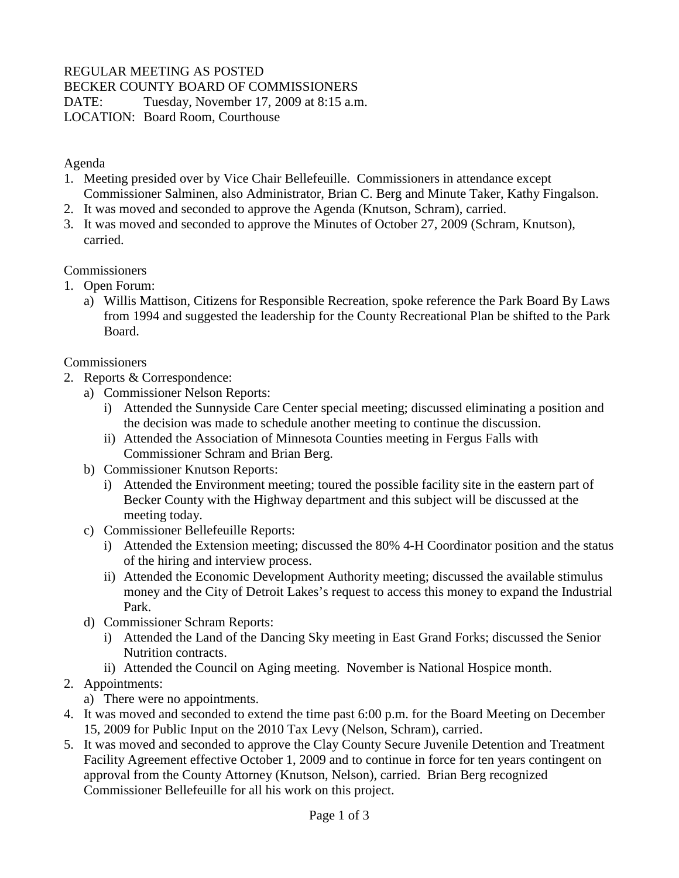REGULAR MEETING AS POSTED
BECKER COUNTY BOARD OF COMMISSIONERS
DATE: Tuesday, November 17, 2009 at 8:15 a.m.
LOCATION: Board Room, Courthouse

Agenda

1. Meeting presided over by Vice Chair Bellefeuille. Commissioners in attendance except Commissioner Salminen, also Administrator, Brian C. Berg and Minute Taker, Kathy Fingalson.
2. It was moved and seconded to approve the Agenda (Knutson, Schram), carried.
3. It was moved and seconded to approve the Minutes of October 27, 2009 (Schram, Knutson), carried.

Commissioners

1. Open Forum:
   a) Willis Mattison, Citizens for Responsible Recreation, spoke reference the Park Board By Laws from 1994 and suggested the leadership for the County Recreational Plan be shifted to the Park Board.

Commissioners

2. Reports & Correspondence:
   a) Commissioner Nelson Reports:
      i) Attended the Sunnyside Care Center special meeting; discussed eliminating a position and the decision was made to schedule another meeting to continue the discussion.
      ii) Attended the Association of Minnesota Counties meeting in Fergus Falls with Commissioner Schram and Brian Berg.
   b) Commissioner Knutson Reports:
      i) Attended the Environment meeting; toured the possible facility site in the eastern part of Becker County with the Highway department and this subject will be discussed at the meeting today.
   c) Commissioner Bellefeuille Reports:
      i) Attended the Extension meeting; discussed the 80% 4-H Coordinator position and the status of the hiring and interview process.
      ii) Attended the Economic Development Authority meeting; discussed the available stimulus money and the City of Detroit Lakes's request to access this money to expand the Industrial Park.
   d) Commissioner Schram Reports:
      i) Attended the Land of the Dancing Sky meeting in East Grand Forks; discussed the Senior Nutrition contracts.
      ii) Attended the Council on Aging meeting. November is National Hospice month.
2. Appointments:
   a) There were no appointments.
4. It was moved and seconded to extend the time past 6:00 p.m. for the Board Meeting on December 15, 2009 for Public Input on the 2010 Tax Levy (Nelson, Schram), carried.
5. It was moved and seconded to approve the Clay County Secure Juvenile Detention and Treatment Facility Agreement effective October 1, 2009 and to continue in force for ten years contingent on approval from the County Attorney (Knutson, Nelson), carried. Brian Berg recognized Commissioner Bellefeuille for all his work on this project.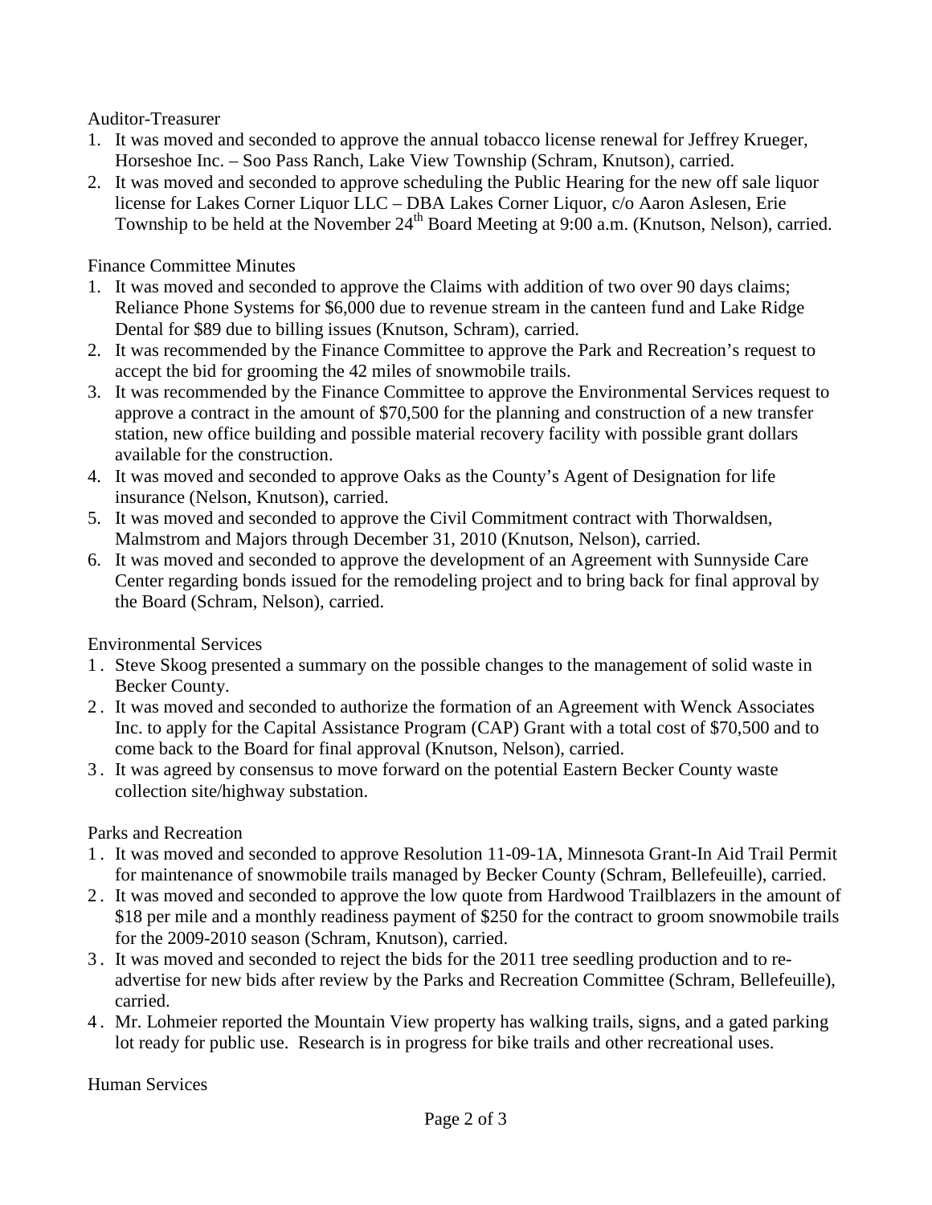Auditor-Treasurer

1. It was moved and seconded to approve the annual tobacco license renewal for Jeffrey Krueger, Horseshoe Inc. – Soo Pass Ranch, Lake View Township (Schram, Knutson), carried.
2. It was moved and seconded to approve scheduling the Public Hearing for the new off sale liquor license for Lakes Corner Liquor LLC – DBA Lakes Corner Liquor, c/o Aaron Aslesen, Erie Township to be held at the November 24th Board Meeting at 9:00 a.m. (Knutson, Nelson), carried.

Finance Committee Minutes

1. It was moved and seconded to approve the Claims with addition of two over 90 days claims; Reliance Phone Systems for $6,000 due to revenue stream in the canteen fund and Lake Ridge Dental for $89 due to billing issues (Knutson, Schram), carried.
2. It was recommended by the Finance Committee to approve the Park and Recreation's request to accept the bid for grooming the 42 miles of snowmobile trails.
3. It was recommended by the Finance Committee to approve the Environmental Services request to approve a contract in the amount of $70,500 for the planning and construction of a new transfer station, new office building and possible material recovery facility with possible grant dollars available for the construction.
4. It was moved and seconded to approve Oaks as the County's Agent of Designation for life insurance (Nelson, Knutson), carried.
5. It was moved and seconded to approve the Civil Commitment contract with Thorwaldsen, Malmstrom and Majors through December 31, 2010 (Knutson, Nelson), carried.
6. It was moved and seconded to approve the development of an Agreement with Sunnyside Care Center regarding bonds issued for the remodeling project and to bring back for final approval by the Board (Schram, Nelson), carried.

Environmental Services

1. Steve Skoog presented a summary on the possible changes to the management of solid waste in Becker County.
2. It was moved and seconded to authorize the formation of an Agreement with Wenck Associates Inc. to apply for the Capital Assistance Program (CAP) Grant with a total cost of $70,500 and to come back to the Board for final approval (Knutson, Nelson), carried.
3. It was agreed by consensus to move forward on the potential Eastern Becker County waste collection site/highway substation.

Parks and Recreation

1. It was moved and seconded to approve Resolution 11-09-1A, Minnesota Grant-In Aid Trail Permit for maintenance of snowmobile trails managed by Becker County (Schram, Bellefeuille), carried.
2. It was moved and seconded to approve the low quote from Hardwood Trailblazers in the amount of $18 per mile and a monthly readiness payment of $250 for the contract to groom snowmobile trails for the 2009-2010 season (Schram, Knutson), carried.
3. It was moved and seconded to reject the bids for the 2011 tree seedling production and to re-advertise for new bids after review by the Parks and Recreation Committee (Schram, Bellefeuille), carried.
4. Mr. Lohmeier reported the Mountain View property has walking trails, signs, and a gated parking lot ready for public use. Research is in progress for bike trails and other recreational uses.

Human Services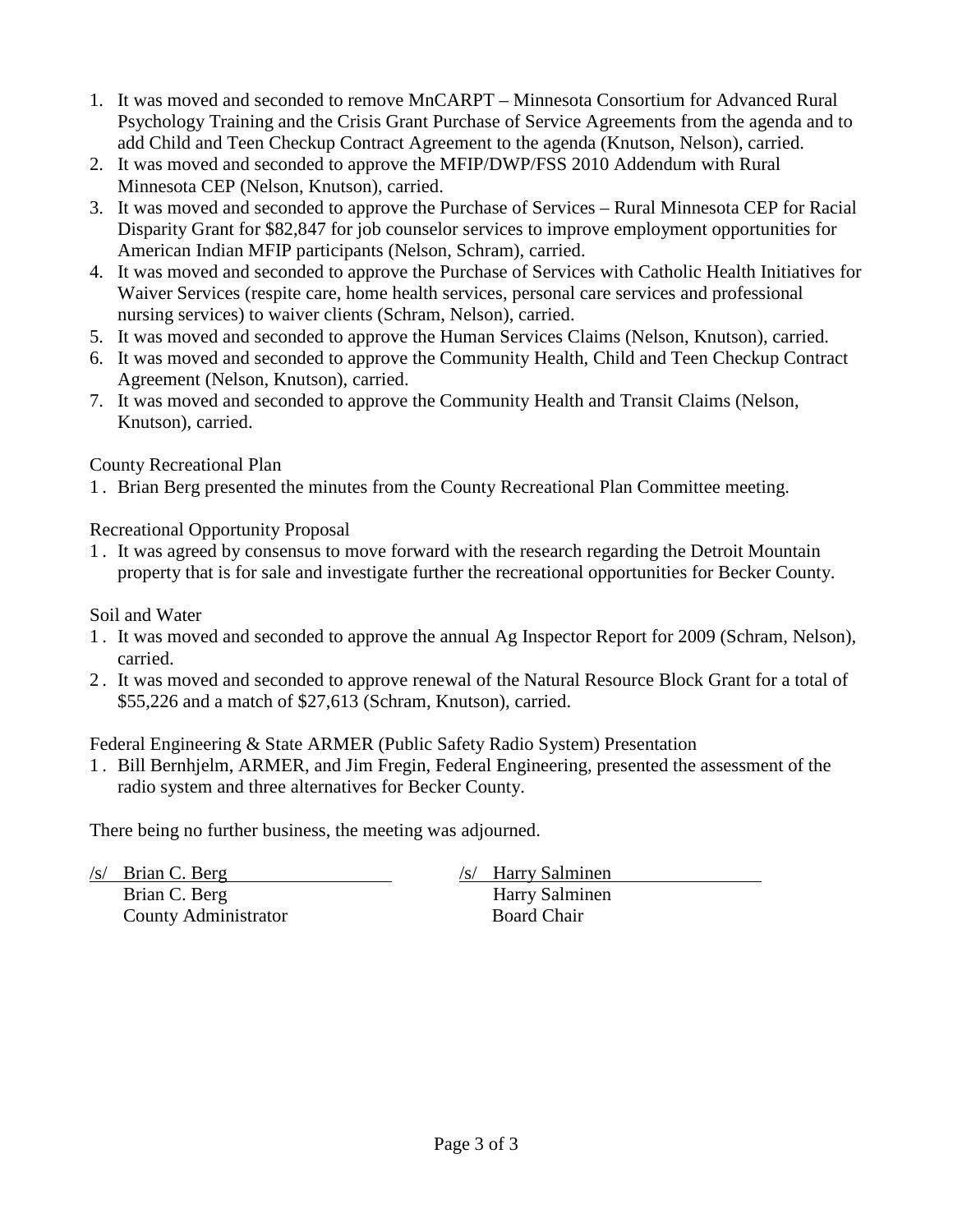1. It was moved and seconded to remove MnCARPT – Minnesota Consortium for Advanced Rural Psychology Training and the Crisis Grant Purchase of Service Agreements from the agenda and to add Child and Teen Checkup Contract Agreement to the agenda (Knutson, Nelson), carried.
2. It was moved and seconded to approve the MFIP/DWP/FSS 2010 Addendum with Rural Minnesota CEP (Nelson, Knutson), carried.
3. It was moved and seconded to approve the Purchase of Services – Rural Minnesota CEP for Racial Disparity Grant for $82,847 for job counselor services to improve employment opportunities for American Indian MFIP participants (Nelson, Schram), carried.
4. It was moved and seconded to approve the Purchase of Services with Catholic Health Initiatives for Waiver Services (respite care, home health services, personal care services and professional nursing services) to waiver clients (Schram, Nelson), carried.
5. It was moved and seconded to approve the Human Services Claims (Nelson, Knutson), carried.
6. It was moved and seconded to approve the Community Health, Child and Teen Checkup Contract Agreement (Nelson, Knutson), carried.
7. It was moved and seconded to approve the Community Health and Transit Claims (Nelson, Knutson), carried.

County Recreational Plan

1. Brian Berg presented the minutes from the County Recreational Plan Committee meeting.

Recreational Opportunity Proposal

1. It was agreed by consensus to move forward with the research regarding the Detroit Mountain property that is for sale and investigate further the recreational opportunities for Becker County.

Soil and Water

1. It was moved and seconded to approve the annual Ag Inspector Report for 2009 (Schram, Nelson), carried.
2. It was moved and seconded to approve renewal of the Natural Resource Block Grant for a total of $55,226 and a match of $27,613 (Schram, Knutson), carried.

Federal Engineering & State ARMER (Public Safety Radio System) Presentation

1. Bill Bernhjelm, ARMER, and Jim Fregin, Federal Engineering, presented the assessment of the radio system and three alternatives for Becker County.

There being no further business, the meeting was adjourned.

/s/ Brian C. Berg
Brian C. Berg
County Administrator

/s/ Harry Salminen
Harry Salminen
Board Chair